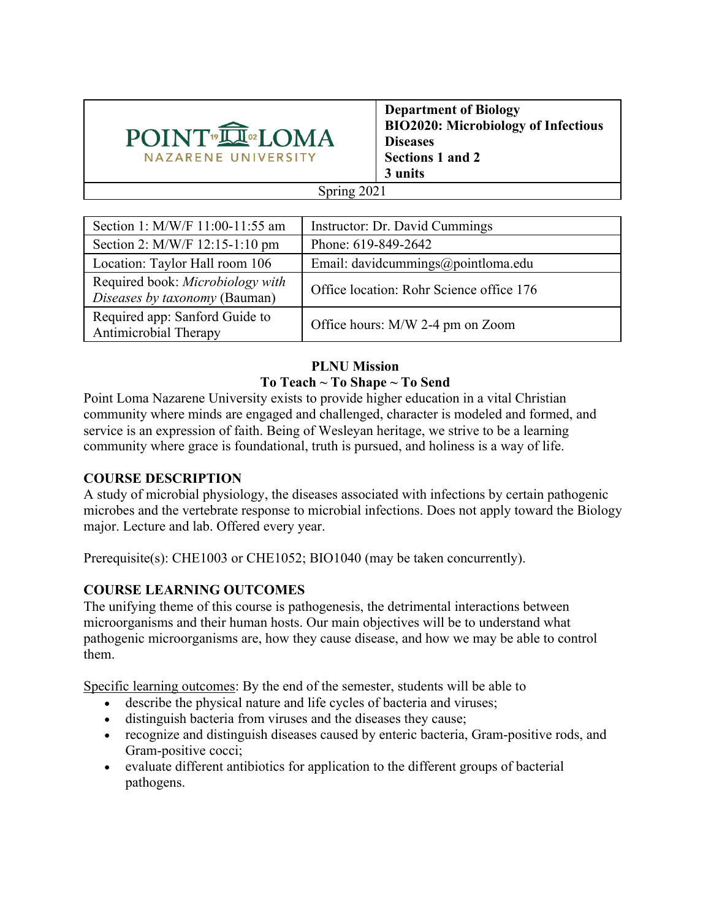| POINT LOMA NAZARENE UNIVERSITY | **Department of Biology** **BIO2020: Microbiology of Infectious Diseases** **Sections 1 and 2** **3 units** |
|---|---|
| Spring 2021 | |

| Section 1: M/W/F 11:00-11:55 am | Instructor: Dr. David Cummings |
|---|---|
| Section 2: M/W/F 12:15-1:10 pm | Phone: 619-849-2642 |
| Location: Taylor Hall room 106 | Email: davidcummings@pointloma.edu |
| Required book: *Microbiology with Diseases by taxonomy* (Bauman) | Office location: Rohr Science office 176 |
| Required app: Sanford Guide to Antimicrobial Therapy | Office hours: M/W 2-4 pm on Zoom |

**PLNU Mission**

**To Teach ~ To Shape ~ To Send**

Point Loma Nazarene University exists to provide higher education in a vital Christian community where minds are engaged and challenged, character is modeled and formed, and service is an expression of faith. Being of Wesleyan heritage, we strive to be a learning community where grace is foundational, truth is pursued, and holiness is a way of life.

## COURSE DESCRIPTION

A study of microbial physiology, the diseases associated with infections by certain pathogenic microbes and the vertebrate response to microbial infections. Does not apply toward the Biology major. Lecture and lab. Offered every year.

Prerequisite(s): CHE1003 or CHE1052; BIO1040 (may be taken concurrently).

## COURSE LEARNING OUTCOMES

The unifying theme of this course is pathogenesis, the detrimental interactions between microorganisms and their human hosts. Our main objectives will be to understand what pathogenic microorganisms are, how they cause disease, and how we may be able to control them.

Specific learning outcomes: By the end of the semester, students will be able to

- describe the physical nature and life cycles of bacteria and viruses;
- distinguish bacteria from viruses and the diseases they cause;
- recognize and distinguish diseases caused by enteric bacteria, Gram-positive rods, and Gram-positive cocci;
- evaluate different antibiotics for application to the different groups of bacterial pathogens.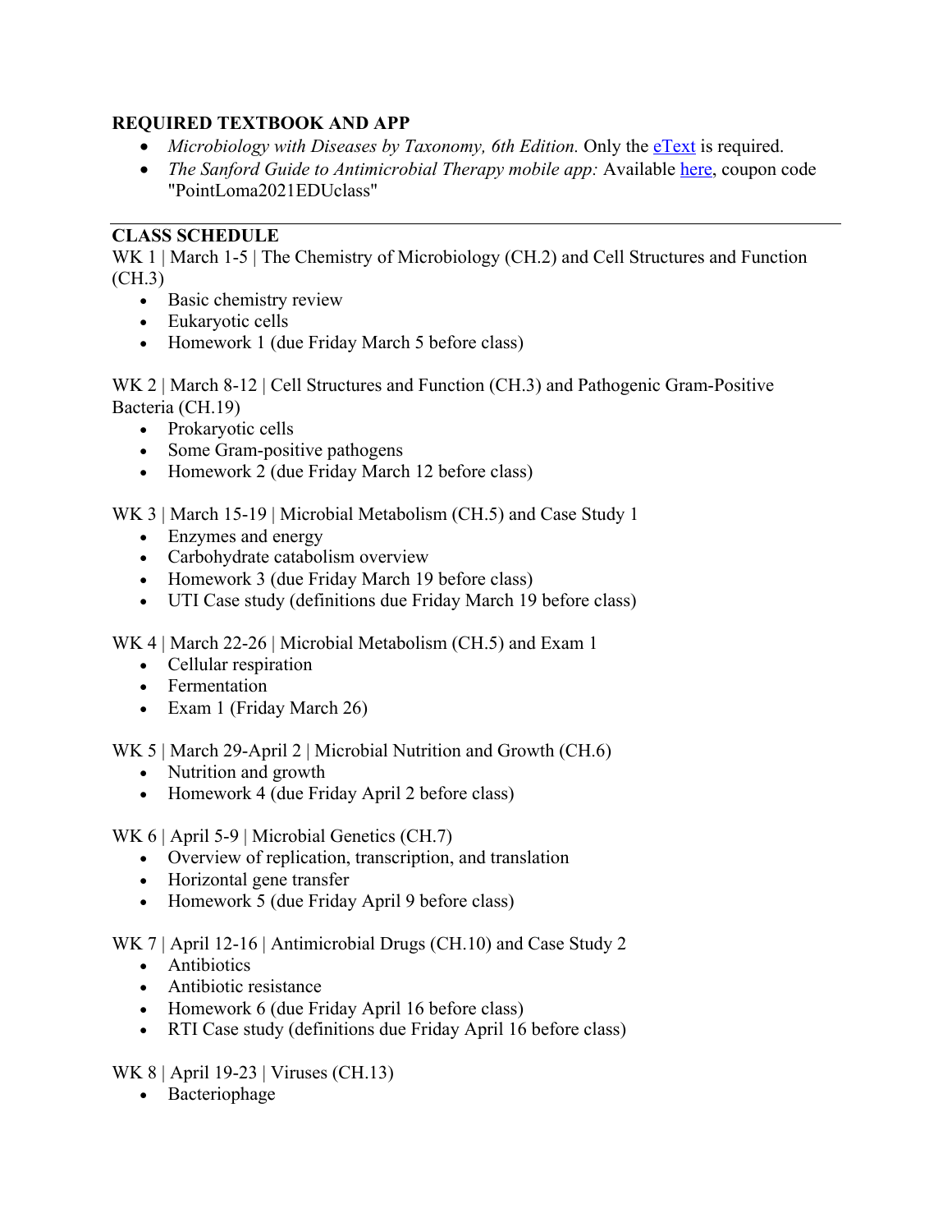## REQUIRED TEXTBOOK AND APP

- *Microbiology with Diseases by Taxonomy, 6th Edition.* Only the eText is required.
- *The Sanford Guide to Antimicrobial Therapy mobile app:* Available here, coupon code "PointLoma2021EDUclass"

---

## CLASS SCHEDULE

WK 1 | March 1-5 | The Chemistry of Microbiology (CH.2) and Cell Structures and Function (CH.3)

- Basic chemistry review
- Eukaryotic cells
- Homework 1 (due Friday March 5 before class)

WK 2 | March 8-12 | Cell Structures and Function (CH.3) and Pathogenic Gram-Positive Bacteria (CH.19)

- Prokaryotic cells
- Some Gram-positive pathogens
- Homework 2 (due Friday March 12 before class)

WK 3 | March 15-19 | Microbial Metabolism (CH.5) and Case Study 1

- Enzymes and energy
- Carbohydrate catabolism overview
- Homework 3 (due Friday March 19 before class)
- UTI Case study (definitions due Friday March 19 before class)

WK 4 | March 22-26 | Microbial Metabolism (CH.5) and Exam 1

- Cellular respiration
- Fermentation
- Exam 1 (Friday March 26)

WK 5 | March 29-April 2 | Microbial Nutrition and Growth (CH.6)

- Nutrition and growth
- Homework 4 (due Friday April 2 before class)

WK 6 | April 5-9 | Microbial Genetics (CH.7)

- Overview of replication, transcription, and translation
- Horizontal gene transfer
- Homework 5 (due Friday April 9 before class)

WK 7 | April 12-16 | Antimicrobial Drugs (CH.10) and Case Study 2

- Antibiotics
- Antibiotic resistance
- Homework 6 (due Friday April 16 before class)
- RTI Case study (definitions due Friday April 16 before class)

WK 8 | April 19-23 | Viruses (CH.13)

- Bacteriophage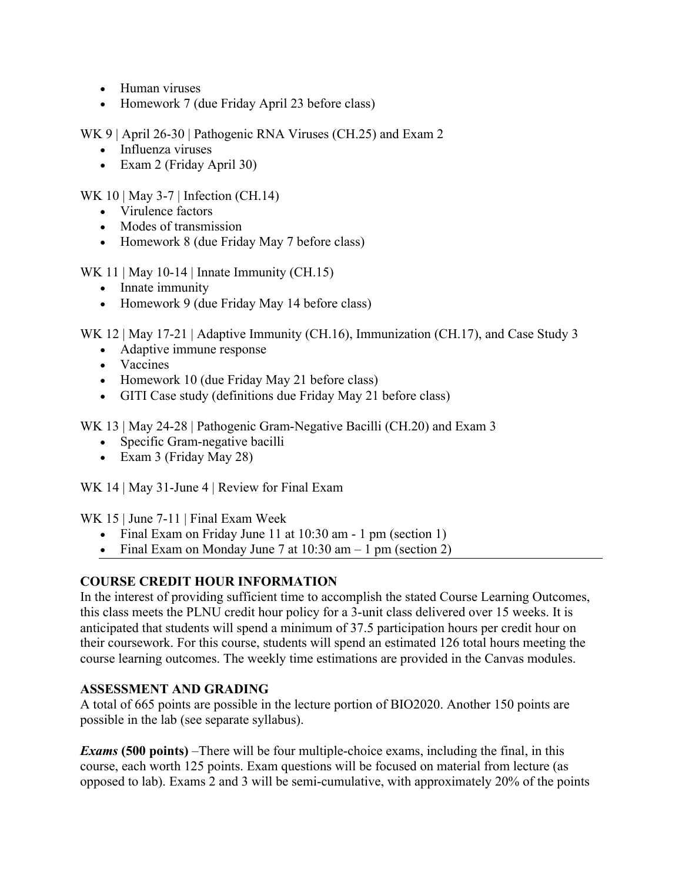- Human viruses
- Homework 7 (due Friday April 23 before class)

WK 9 | April 26-30 | Pathogenic RNA Viruses (CH.25) and Exam 2

- Influenza viruses
- Exam 2 (Friday April 30)

WK 10 | May 3-7 | Infection (CH.14)

- Virulence factors
- Modes of transmission
- Homework 8 (due Friday May 7 before class)

WK 11 | May 10-14 | Innate Immunity (CH.15)

- Innate immunity
- Homework 9 (due Friday May 14 before class)

WK 12 | May 17-21 | Adaptive Immunity (CH.16), Immunization (CH.17), and Case Study 3

- Adaptive immune response
- Vaccines
- Homework 10 (due Friday May 21 before class)
- GITI Case study (definitions due Friday May 21 before class)

WK 13 | May 24-28 | Pathogenic Gram-Negative Bacilli (CH.20) and Exam 3

- Specific Gram-negative bacilli
- Exam 3 (Friday May 28)

WK 14 | May 31-June 4 | Review for Final Exam

WK 15 | June 7-11 | Final Exam Week

- Final Exam on Friday June 11 at 10:30 am - 1 pm (section 1)
- Final Exam on Monday June 7 at 10:30 am – 1 pm (section 2)

---

**COURSE CREDIT HOUR INFORMATION**

In the interest of providing sufficient time to accomplish the stated Course Learning Outcomes, this class meets the PLNU credit hour policy for a 3-unit class delivered over 15 weeks. It is anticipated that students will spend a minimum of 37.5 participation hours per credit hour on their coursework. For this course, students will spend an estimated 126 total hours meeting the course learning outcomes. The weekly time estimations are provided in the Canvas modules.

**ASSESSMENT AND GRADING**

A total of 665 points are possible in the lecture portion of BIO2020. Another 150 points are possible in the lab (see separate syllabus).

***Exams* (500 points)** –There will be four multiple-choice exams, including the final, in this course, each worth 125 points. Exam questions will be focused on material from lecture (as opposed to lab). Exams 2 and 3 will be semi-cumulative, with approximately 20% of the points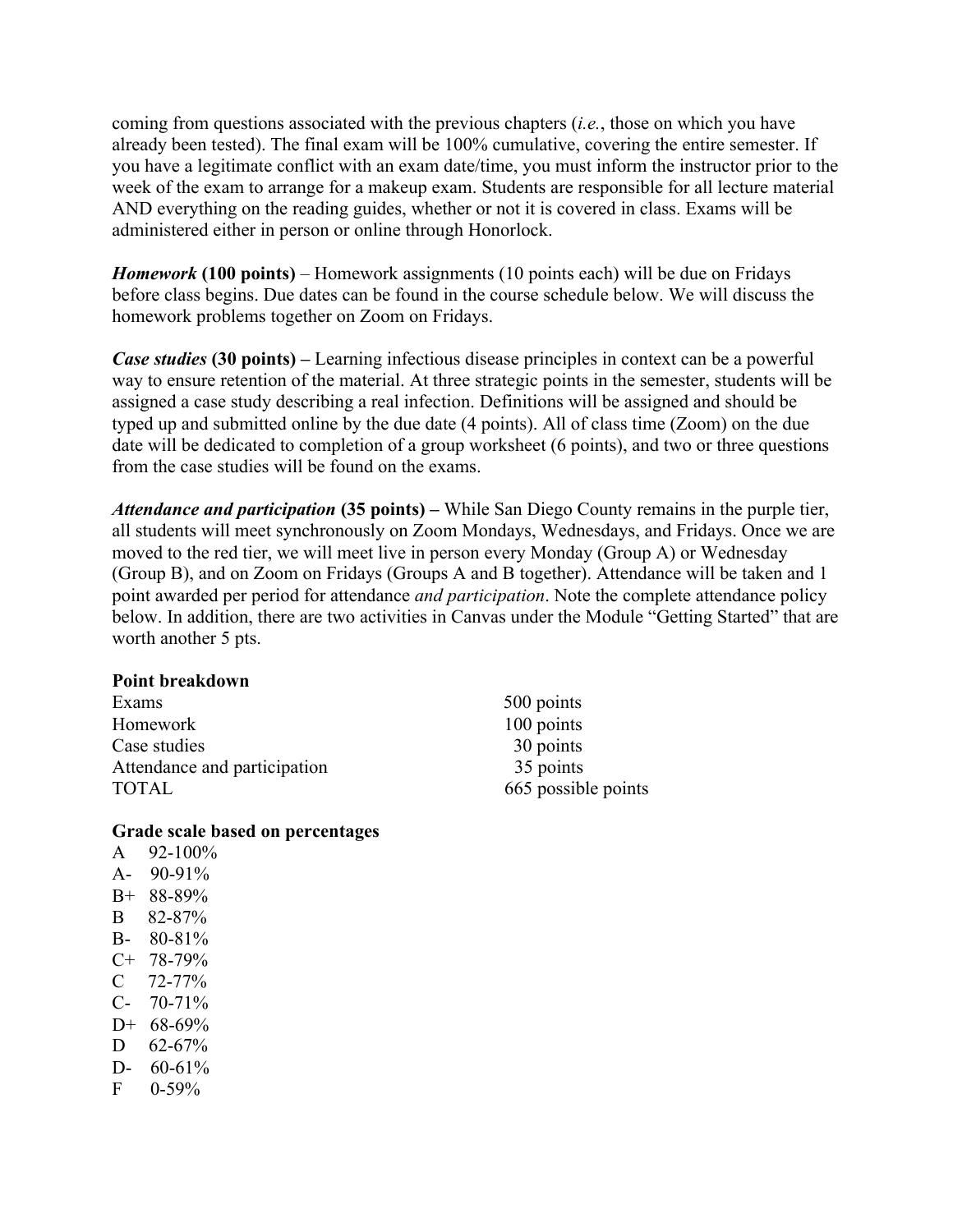coming from questions associated with the previous chapters (*i.e.*, those on which you have already been tested). The final exam will be 100% cumulative, covering the entire semester. If you have a legitimate conflict with an exam date/time, you must inform the instructor prior to the week of the exam to arrange for a makeup exam. Students are responsible for all lecture material AND everything on the reading guides, whether or not it is covered in class. Exams will be administered either in person or online through Honorlock.

***Homework*** **(100 points)** – Homework assignments (10 points each) will be due on Fridays before class begins. Due dates can be found in the course schedule below. We will discuss the homework problems together on Zoom on Fridays.

***Case studies*** **(30 points) –** Learning infectious disease principles in context can be a powerful way to ensure retention of the material. At three strategic points in the semester, students will be assigned a case study describing a real infection. Definitions will be assigned and should be typed up and submitted online by the due date (4 points). All of class time (Zoom) on the due date will be dedicated to completion of a group worksheet (6 points), and two or three questions from the case studies will be found on the exams.

***Attendance and participation*** **(35 points) –** While San Diego County remains in the purple tier, all students will meet synchronously on Zoom Mondays, Wednesdays, and Fridays. Once we are moved to the red tier, we will meet live in person every Monday (Group A) or Wednesday (Group B), and on Zoom on Fridays (Groups A and B together). Attendance will be taken and 1 point awarded per period for attendance *and participation*. Note the complete attendance policy below. In addition, there are two activities in Canvas under the Module "Getting Started" that are worth another 5 pts.

**Point breakdown**

| | |
|---|---|
| Exams | 500 points |
| Homework | 100 points |
| Case studies | 30 points |
| Attendance and participation | 35 points |
| TOTAL | 665 possible points |

**Grade scale based on percentages**

| | |
|---|---|
| A | 92-100% |
| A- | 90-91% |
| B+ | 88-89% |
| B | 82-87% |
| B- | 80-81% |
| C+ | 78-79% |
| C | 72-77% |
| C- | 70-71% |
| D+ | 68-69% |
| D | 62-67% |
| D- | 60-61% |
| F | 0-59% |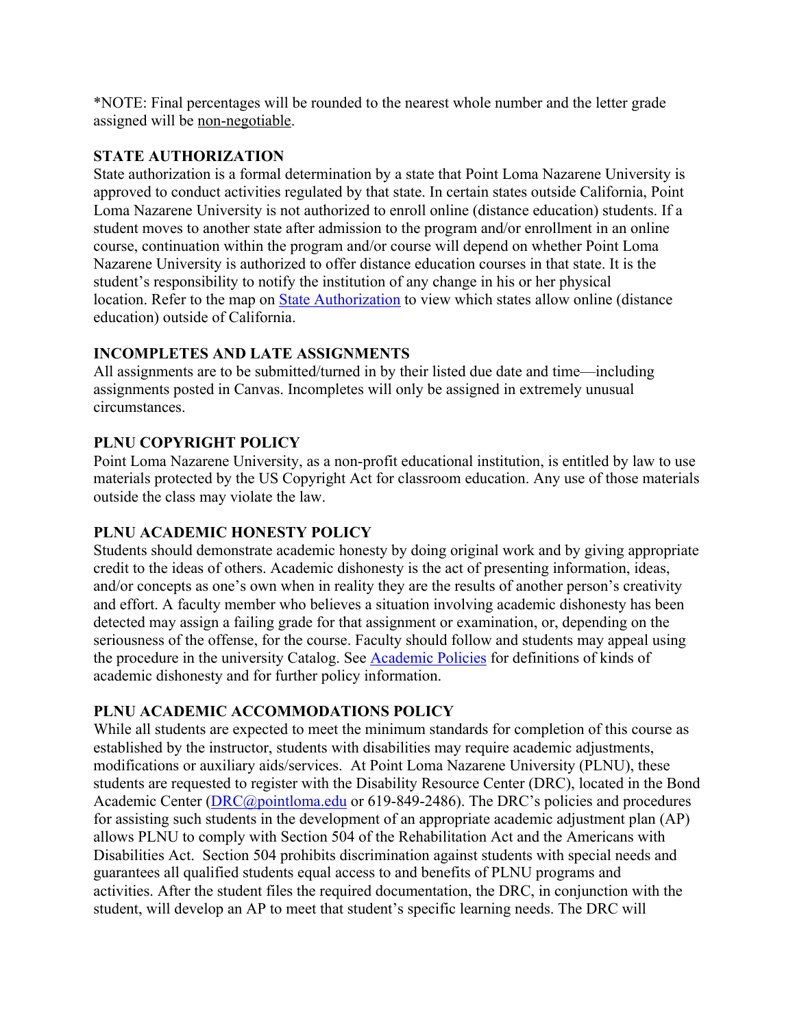*NOTE: Final percentages will be rounded to the nearest whole number and the letter grade assigned will be non-negotiable.

## STATE AUTHORIZATION

State authorization is a formal determination by a state that Point Loma Nazarene University is approved to conduct activities regulated by that state. In certain states outside California, Point Loma Nazarene University is not authorized to enroll online (distance education) students. If a student moves to another state after admission to the program and/or enrollment in an online course, continuation within the program and/or course will depend on whether Point Loma Nazarene University is authorized to offer distance education courses in that state. It is the student's responsibility to notify the institution of any change in his or her physical location. Refer to the map on [State Authorization]() to view which states allow online (distance education) outside of California.

## INCOMPLETES AND LATE ASSIGNMENTS

All assignments are to be submitted/turned in by their listed due date and time—including assignments posted in Canvas. Incompletes will only be assigned in extremely unusual circumstances.

## PLNU COPYRIGHT POLICY

Point Loma Nazarene University, as a non-profit educational institution, is entitled by law to use materials protected by the US Copyright Act for classroom education. Any use of those materials outside the class may violate the law.

## PLNU ACADEMIC HONESTY POLICY

Students should demonstrate academic honesty by doing original work and by giving appropriate credit to the ideas of others. Academic dishonesty is the act of presenting information, ideas, and/or concepts as one's own when in reality they are the results of another person's creativity and effort. A faculty member who believes a situation involving academic dishonesty has been detected may assign a failing grade for that assignment or examination, or, depending on the seriousness of the offense, for the course. Faculty should follow and students may appeal using the procedure in the university Catalog. See [Academic Policies]() for definitions of kinds of academic dishonesty and for further policy information.

## PLNU ACADEMIC ACCOMMODATIONS POLICY

While all students are expected to meet the minimum standards for completion of this course as established by the instructor, students with disabilities may require academic adjustments, modifications or auxiliary aids/services. At Point Loma Nazarene University (PLNU), these students are requested to register with the Disability Resource Center (DRC), located in the Bond Academic Center (DRC@pointloma.edu or 619-849-2486). The DRC's policies and procedures for assisting such students in the development of an appropriate academic adjustment plan (AP) allows PLNU to comply with Section 504 of the Rehabilitation Act and the Americans with Disabilities Act. Section 504 prohibits discrimination against students with special needs and guarantees all qualified students equal access to and benefits of PLNU programs and activities. After the student files the required documentation, the DRC, in conjunction with the student, will develop an AP to meet that student's specific learning needs. The DRC will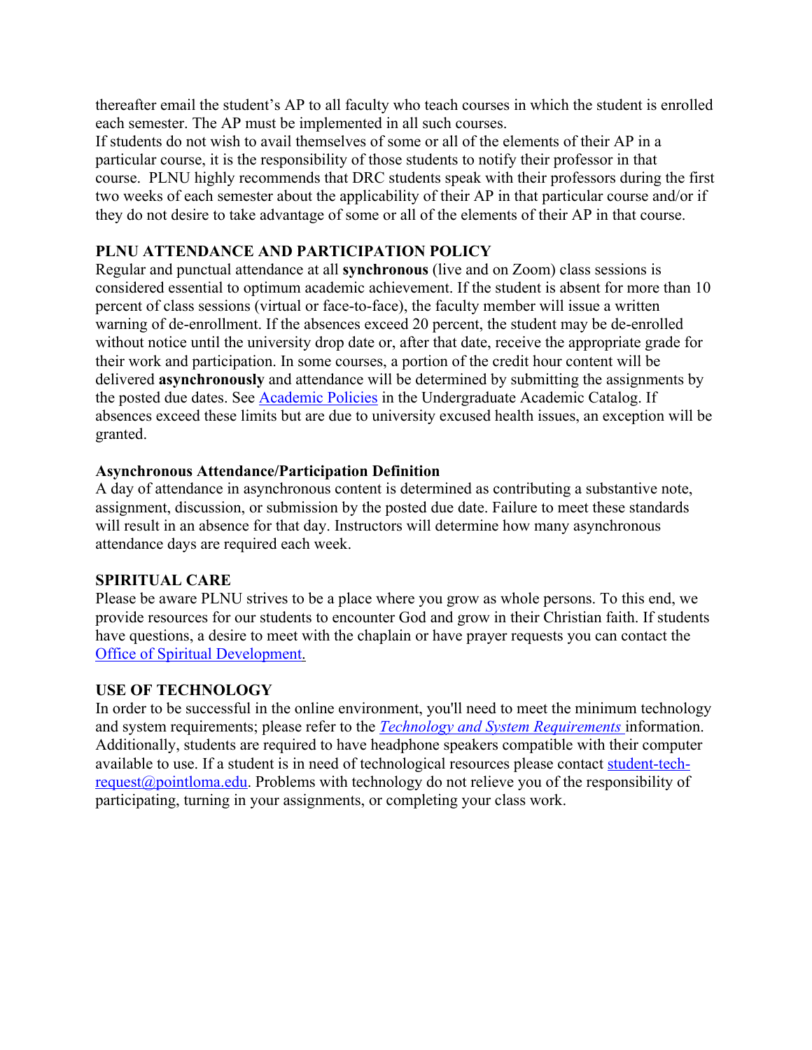thereafter email the student's AP to all faculty who teach courses in which the student is enrolled each semester. The AP must be implemented in all such courses.

If students do not wish to avail themselves of some or all of the elements of their AP in a particular course, it is the responsibility of those students to notify their professor in that course. PLNU highly recommends that DRC students speak with their professors during the first two weeks of each semester about the applicability of their AP in that particular course and/or if they do not desire to take advantage of some or all of the elements of their AP in that course.

**PLNU ATTENDANCE AND PARTICIPATION POLICY**

Regular and punctual attendance at all **synchronous** (live and on Zoom) class sessions is considered essential to optimum academic achievement. If the student is absent for more than 10 percent of class sessions (virtual or face-to-face), the faculty member will issue a written warning of de-enrollment. If the absences exceed 20 percent, the student may be de-enrolled without notice until the university drop date or, after that date, receive the appropriate grade for their work and participation. In some courses, a portion of the credit hour content will be delivered **asynchronously** and attendance will be determined by submitting the assignments by the posted due dates. See Academic Policies in the Undergraduate Academic Catalog. If absences exceed these limits but are due to university excused health issues, an exception will be granted.

**Asynchronous Attendance/Participation Definition**

A day of attendance in asynchronous content is determined as contributing a substantive note, assignment, discussion, or submission by the posted due date. Failure to meet these standards will result in an absence for that day. Instructors will determine how many asynchronous attendance days are required each week.

**SPIRITUAL CARE**

Please be aware PLNU strives to be a place where you grow as whole persons. To this end, we provide resources for our students to encounter God and grow in their Christian faith. If students have questions, a desire to meet with the chaplain or have prayer requests you can contact the Office of Spiritual Development.

**USE OF TECHNOLOGY**

In order to be successful in the online environment, you'll need to meet the minimum technology and system requirements; please refer to the *Technology and System Requirements* information. Additionally, students are required to have headphone speakers compatible with their computer available to use. If a student is in need of technological resources please contact student-tech-request@pointloma.edu. Problems with technology do not relieve you of the responsibility of participating, turning in your assignments, or completing your class work.